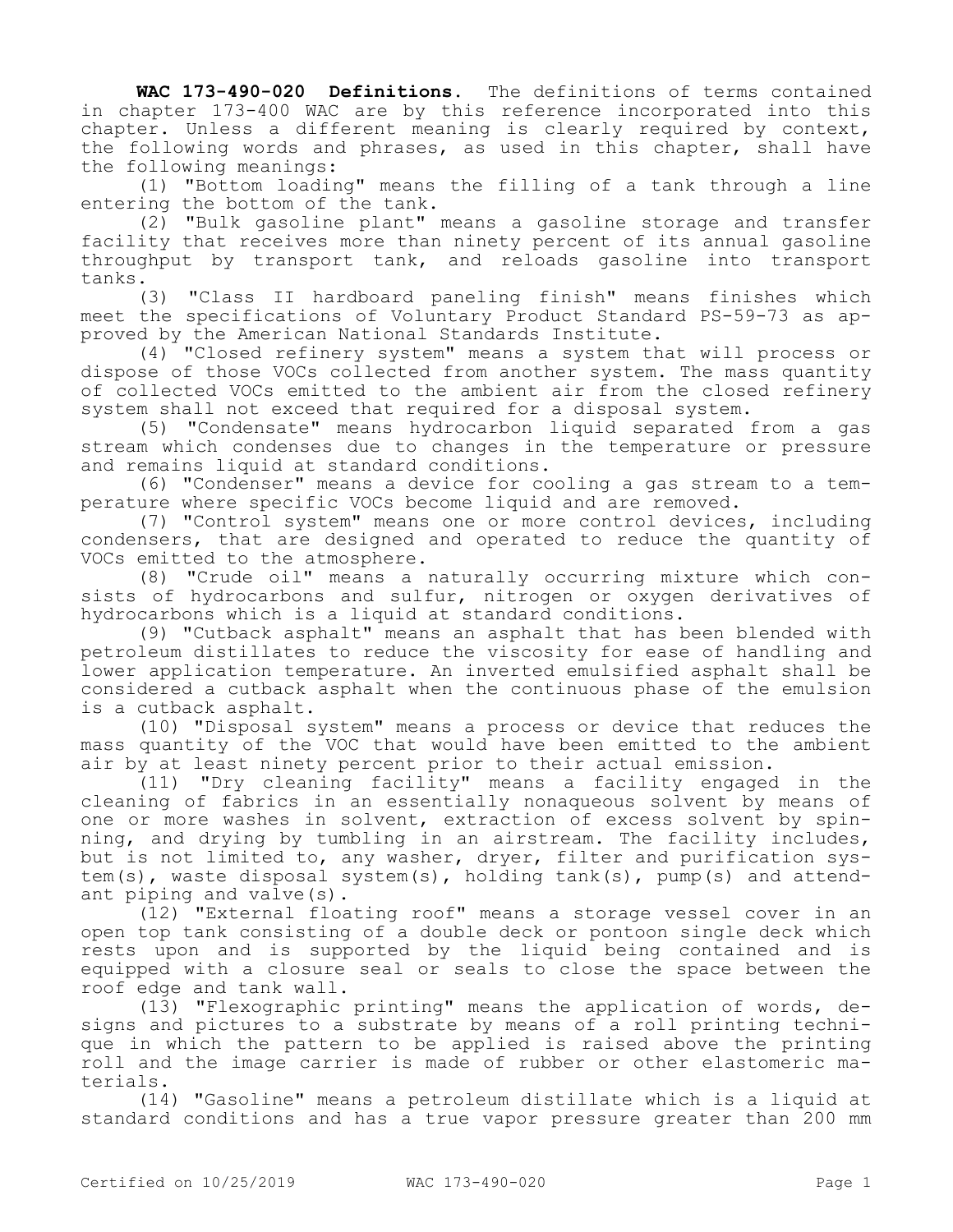**WAC 173-490-020 Definitions.** The definitions of terms contained in chapter 173-400 WAC are by this reference incorporated into this chapter. Unless a different meaning is clearly required by context, the following words and phrases, as used in this chapter, shall have the following meanings:

(1) "Bottom loading" means the filling of a tank through a line entering the bottom of the tank.

(2) "Bulk gasoline plant" means a gasoline storage and transfer facility that receives more than ninety percent of its annual gasoline throughput by transport tank, and reloads gasoline into transport tanks.

(3) "Class II hardboard paneling finish" means finishes which meet the specifications of Voluntary Product Standard PS-59-73 as approved by the American National Standards Institute.

(4) "Closed refinery system" means a system that will process or dispose of those VOCs collected from another system. The mass quantity of collected VOCs emitted to the ambient air from the closed refinery system shall not exceed that required for a disposal system.

(5) "Condensate" means hydrocarbon liquid separated from a gas stream which condenses due to changes in the temperature or pressure and remains liquid at standard conditions.

(6) "Condenser" means a device for cooling a gas stream to a temperature where specific VOCs become liquid and are removed.

(7) "Control system" means one or more control devices, including condensers, that are designed and operated to reduce the quantity of VOCs emitted to the atmosphere.

(8) "Crude oil" means a naturally occurring mixture which consists of hydrocarbons and sulfur, nitrogen or oxygen derivatives of hydrocarbons which is a liquid at standard conditions.

(9) "Cutback asphalt" means an asphalt that has been blended with petroleum distillates to reduce the viscosity for ease of handling and lower application temperature. An inverted emulsified asphalt shall be considered a cutback asphalt when the continuous phase of the emulsion is a cutback asphalt.

(10) "Disposal system" means a process or device that reduces the mass quantity of the VOC that would have been emitted to the ambient air by at least ninety percent prior to their actual emission.

(11) "Dry cleaning facility" means a facility engaged in the cleaning of fabrics in an essentially nonaqueous solvent by means of one or more washes in solvent, extraction of excess solvent by spinning, and drying by tumbling in an airstream. The facility includes, but is not limited to, any washer, dryer, filter and purification system(s), waste disposal system(s), holding tank(s), pump(s) and attendant piping and valve(s).

(12) "External floating roof" means a storage vessel cover in an open top tank consisting of a double deck or pontoon single deck which rests upon and is supported by the liquid being contained and is equipped with a closure seal or seals to close the space between the roof edge and tank wall.

(13) "Flexographic printing" means the application of words, designs and pictures to a substrate by means of a roll printing technique in which the pattern to be applied is raised above the printing roll and the image carrier is made of rubber or other elastomeric materials.

(14) "Gasoline" means a petroleum distillate which is a liquid at standard conditions and has a true vapor pressure greater than 200 mm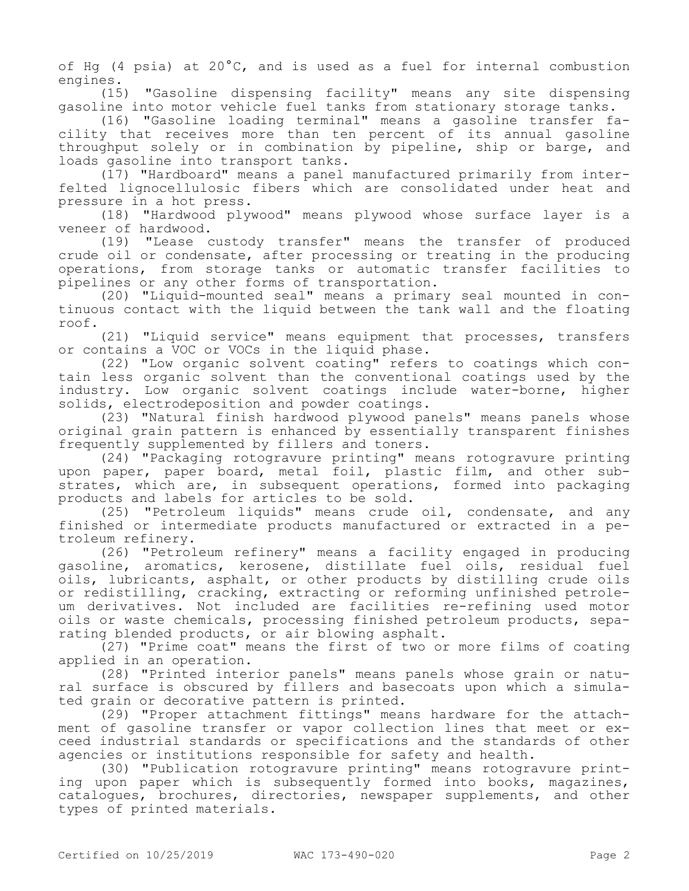of Hg (4 psia) at 20°C, and is used as a fuel for internal combustion engines.

(15) "Gasoline dispensing facility" means any site dispensing gasoline into motor vehicle fuel tanks from stationary storage tanks.

(16) "Gasoline loading terminal" means a gasoline transfer facility that receives more than ten percent of its annual gasoline throughput solely or in combination by pipeline, ship or barge, and loads gasoline into transport tanks.

(17) "Hardboard" means a panel manufactured primarily from interfelted lignocellulosic fibers which are consolidated under heat and pressure in a hot press.

(18) "Hardwood plywood" means plywood whose surface layer is a veneer of hardwood.

(19) "Lease custody transfer" means the transfer of produced crude oil or condensate, after processing or treating in the producing operations, from storage tanks or automatic transfer facilities to pipelines or any other forms of transportation.

(20) "Liquid-mounted seal" means a primary seal mounted in continuous contact with the liquid between the tank wall and the floating roof.

(21) "Liquid service" means equipment that processes, transfers or contains a VOC or VOCs in the liquid phase.

(22) "Low organic solvent coating" refers to coatings which contain less organic solvent than the conventional coatings used by the industry. Low organic solvent coatings include water-borne, higher solids, electrodeposition and powder coatings.

(23) "Natural finish hardwood plywood panels" means panels whose original grain pattern is enhanced by essentially transparent finishes frequently supplemented by fillers and toners.

(24) "Packaging rotogravure printing" means rotogravure printing upon paper, paper board, metal foil, plastic film, and other substrates, which are, in subsequent operations, formed into packaging products and labels for articles to be sold.

(25) "Petroleum liquids" means crude oil, condensate, and any finished or intermediate products manufactured or extracted in a petroleum refinery.

(26) "Petroleum refinery" means a facility engaged in producing gasoline, aromatics, kerosene, distillate fuel oils, residual fuel oils, lubricants, asphalt, or other products by distilling crude oils or redistilling, cracking, extracting or reforming unfinished petroleum derivatives. Not included are facilities re-refining used motor oils or waste chemicals, processing finished petroleum products, separating blended products, or air blowing asphalt.

(27) "Prime coat" means the first of two or more films of coating applied in an operation.

(28) "Printed interior panels" means panels whose grain or natural surface is obscured by fillers and basecoats upon which a simulated grain or decorative pattern is printed.

(29) "Proper attachment fittings" means hardware for the attachment of gasoline transfer or vapor collection lines that meet or exceed industrial standards or specifications and the standards of other agencies or institutions responsible for safety and health.

(30) "Publication rotogravure printing" means rotogravure printing upon paper which is subsequently formed into books, magazines, catalogues, brochures, directories, newspaper supplements, and other types of printed materials.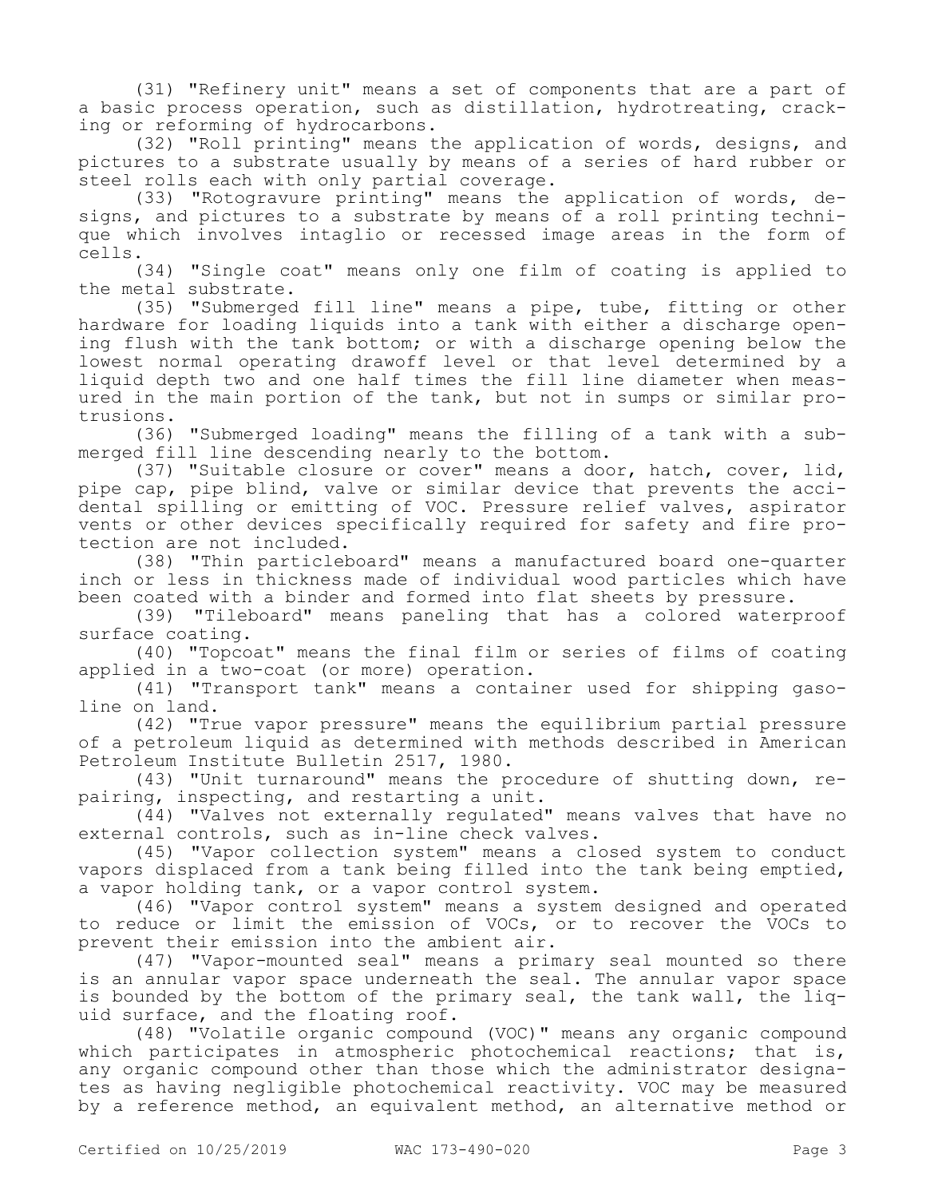(31) "Refinery unit" means a set of components that are a part of a basic process operation, such as distillation, hydrotreating, cracking or reforming of hydrocarbons.

(32) "Roll printing" means the application of words, designs, and pictures to a substrate usually by means of a series of hard rubber or steel rolls each with only partial coverage.

(33) "Rotogravure printing" means the application of words, designs, and pictures to a substrate by means of a roll printing technique which involves intaglio or recessed image areas in the form of cells.

(34) "Single coat" means only one film of coating is applied to the metal substrate.

(35) "Submerged fill line" means a pipe, tube, fitting or other hardware for loading liquids into a tank with either a discharge opening flush with the tank bottom; or with a discharge opening below the lowest normal operating drawoff level or that level determined by a liquid depth two and one half times the fill line diameter when measured in the main portion of the tank, but not in sumps or similar protrusions.

(36) "Submerged loading" means the filling of a tank with a submerged fill line descending nearly to the bottom.

(37) "Suitable closure or cover" means a door, hatch, cover, lid, pipe cap, pipe blind, valve or similar device that prevents the accidental spilling or emitting of VOC. Pressure relief valves, aspirator vents or other devices specifically required for safety and fire protection are not included.

(38) "Thin particleboard" means a manufactured board one-quarter inch or less in thickness made of individual wood particles which have been coated with a binder and formed into flat sheets by pressure.

(39) "Tileboard" means paneling that has a colored waterproof surface coating.

(40) "Topcoat" means the final film or series of films of coating applied in a two-coat (or more) operation.

(41) "Transport tank" means a container used for shipping gasoline on land.

(42) "True vapor pressure" means the equilibrium partial pressure of a petroleum liquid as determined with methods described in American Petroleum Institute Bulletin 2517, 1980.

(43) "Unit turnaround" means the procedure of shutting down, repairing, inspecting, and restarting a unit.

(44) "Valves not externally regulated" means valves that have no external controls, such as in-line check valves.

(45) "Vapor collection system" means a closed system to conduct vapors displaced from a tank being filled into the tank being emptied, a vapor holding tank, or a vapor control system.

(46) "Vapor control system" means a system designed and operated to reduce or limit the emission of VOCs, or to recover the VOCs to prevent their emission into the ambient air.

(47) "Vapor-mounted seal" means a primary seal mounted so there is an annular vapor space underneath the seal. The annular vapor space is bounded by the bottom of the primary seal, the tank wall, the liquid surface, and the floating roof.

(48) "Volatile organic compound (VOC)" means any organic compound which participates in atmospheric photochemical reactions; that is, any organic compound other than those which the administrator designates as having negligible photochemical reactivity. VOC may be measured by a reference method, an equivalent method, an alternative method or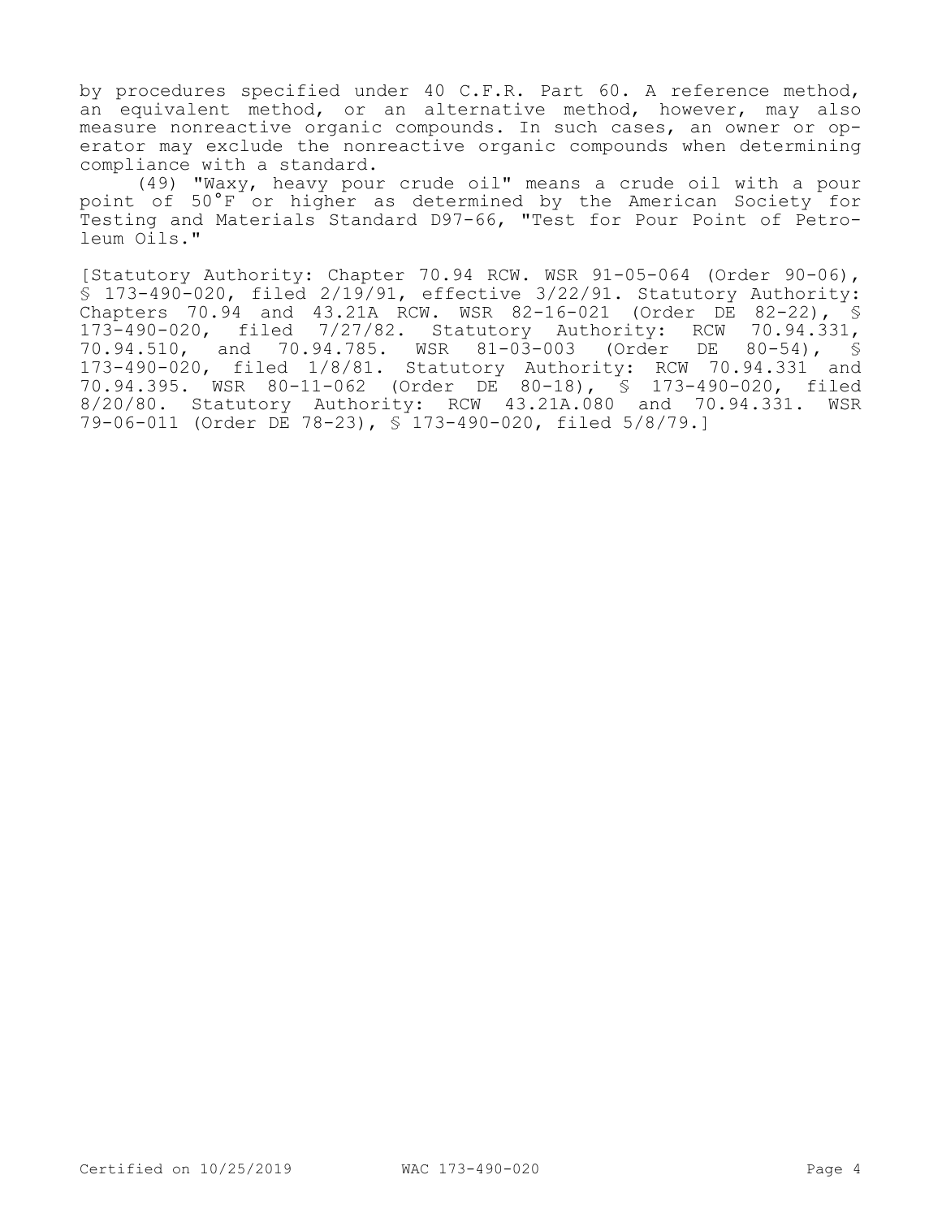by procedures specified under 40 C.F.R. Part 60. A reference method, an equivalent method, or an alternative method, however, may also measure nonreactive organic compounds. In such cases, an owner or operator may exclude the nonreactive organic compounds when determining compliance with a standard.

(49) "Waxy, heavy pour crude oil" means a crude oil with a pour point of 50°F or higher as determined by the American Society for Testing and Materials Standard D97-66, "Test for Pour Point of Petroleum Oils."

[Statutory Authority: Chapter 70.94 RCW. WSR 91-05-064 (Order 90-06), § 173-490-020, filed 2/19/91, effective 3/22/91. Statutory Authority: Chapters 70.94 and 43.21A RCW. WSR 82-16-021 (Order DE 82-22), § 173-490-020, filed 7/27/82. Statutory Authority: RCW 70.94.331, 70.94.510, and 70.94.785. WSR 81-03-003 (Order DE 80-54), § 173-490-020, filed 1/8/81. Statutory Authority: RCW 70.94.331 and 70.94.395. WSR 80-11-062 (Order DE 80-18), § 173-490-020, filed 8/20/80. Statutory Authority: RCW 43.21A.080 and 70.94.331. WSR 79-06-011 (Order DE 78-23), § 173-490-020, filed 5/8/79.]